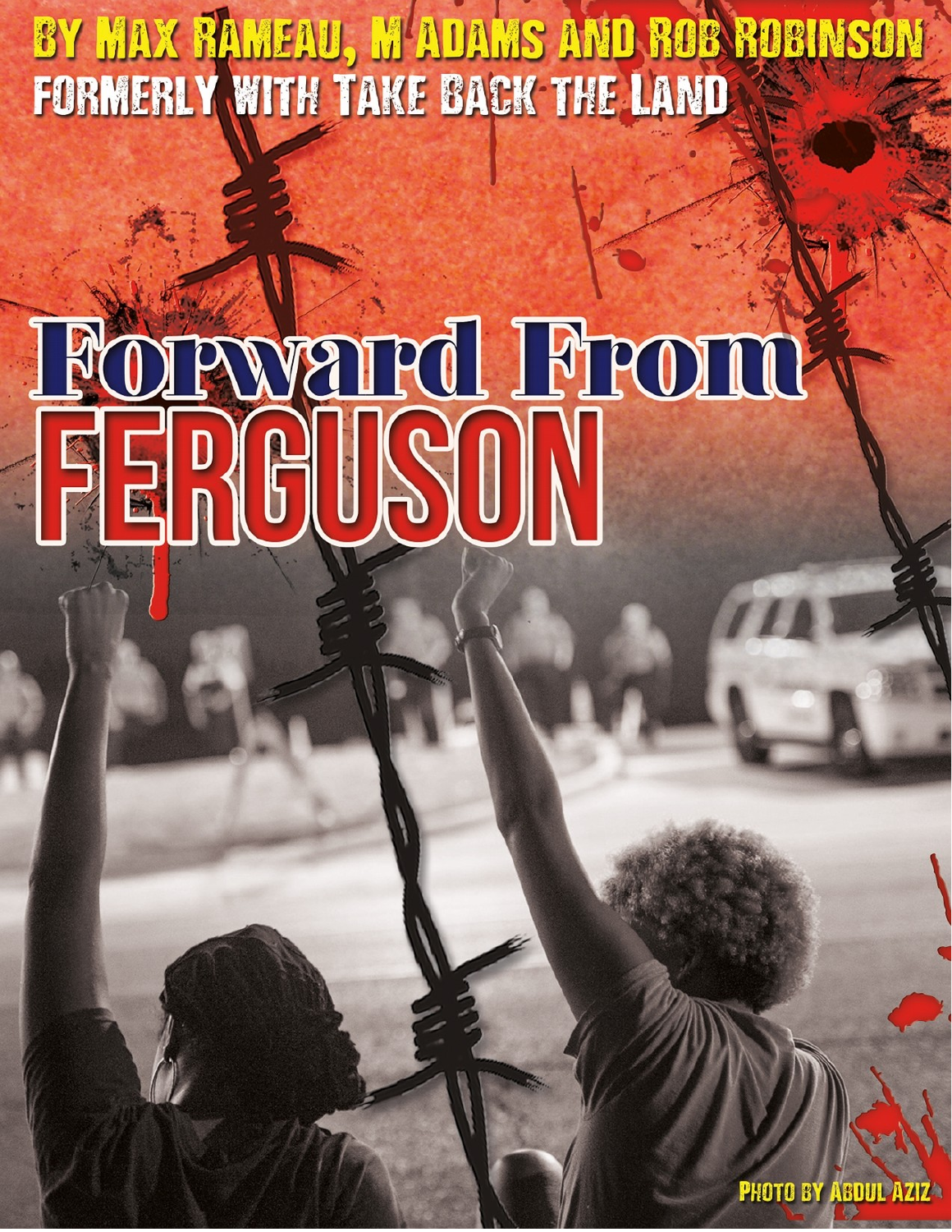**By Max Rameau, M Adams and Rob Robinson**

**Formerly with Take Back the Land**

# Forward From FERGUSON

Photo by Abdul Aziz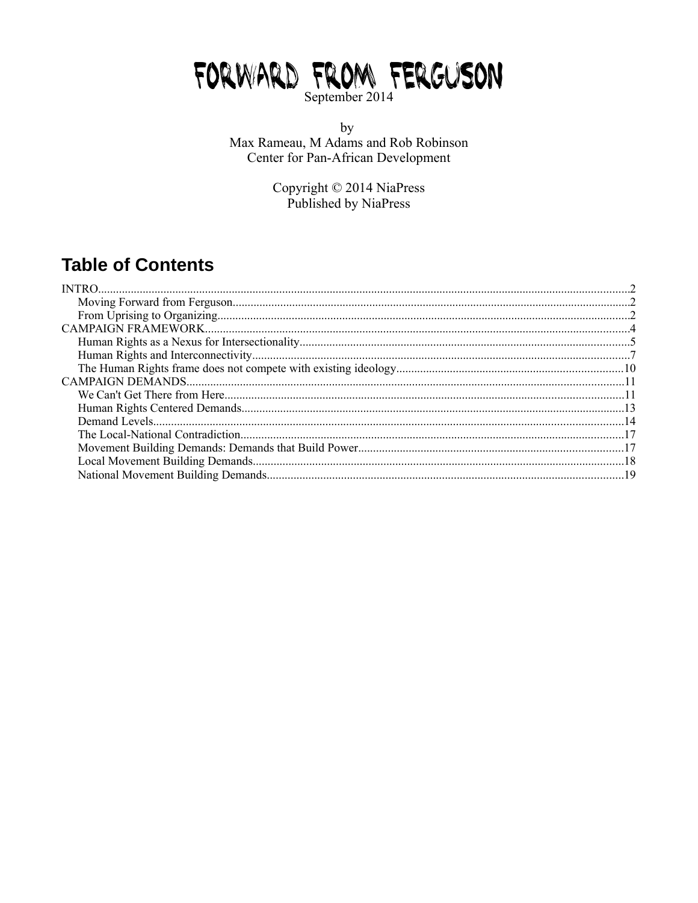# FORWARD FROM FERGUSON

September 2014

by
Max Rameau, M Adams and Rob Robinson
Center for Pan-African Development

Copyright © 2014 NiaPress
Published by NiaPress

## Table of Contents

INTRO....................2
- Moving Forward from Ferguson....................2
- From Uprising to Organizing....................2

CAMPAIGN FRAMEWORK....................4
- Human Rights as a Nexus for Intersectionality....................5
- Human Rights and Interconnectivity....................7
- The Human Rights frame does not compete with existing ideology....................10

CAMPAIGN DEMANDS....................11
- We Can't Get There from Here....................11
- Human Rights Centered Demands....................13
- Demand Levels....................14
- The Local-National Contradiction....................17
- Movement Building Demands: Demands that Build Power....................17
- Local Movement Building Demands....................18
- National Movement Building Demands....................19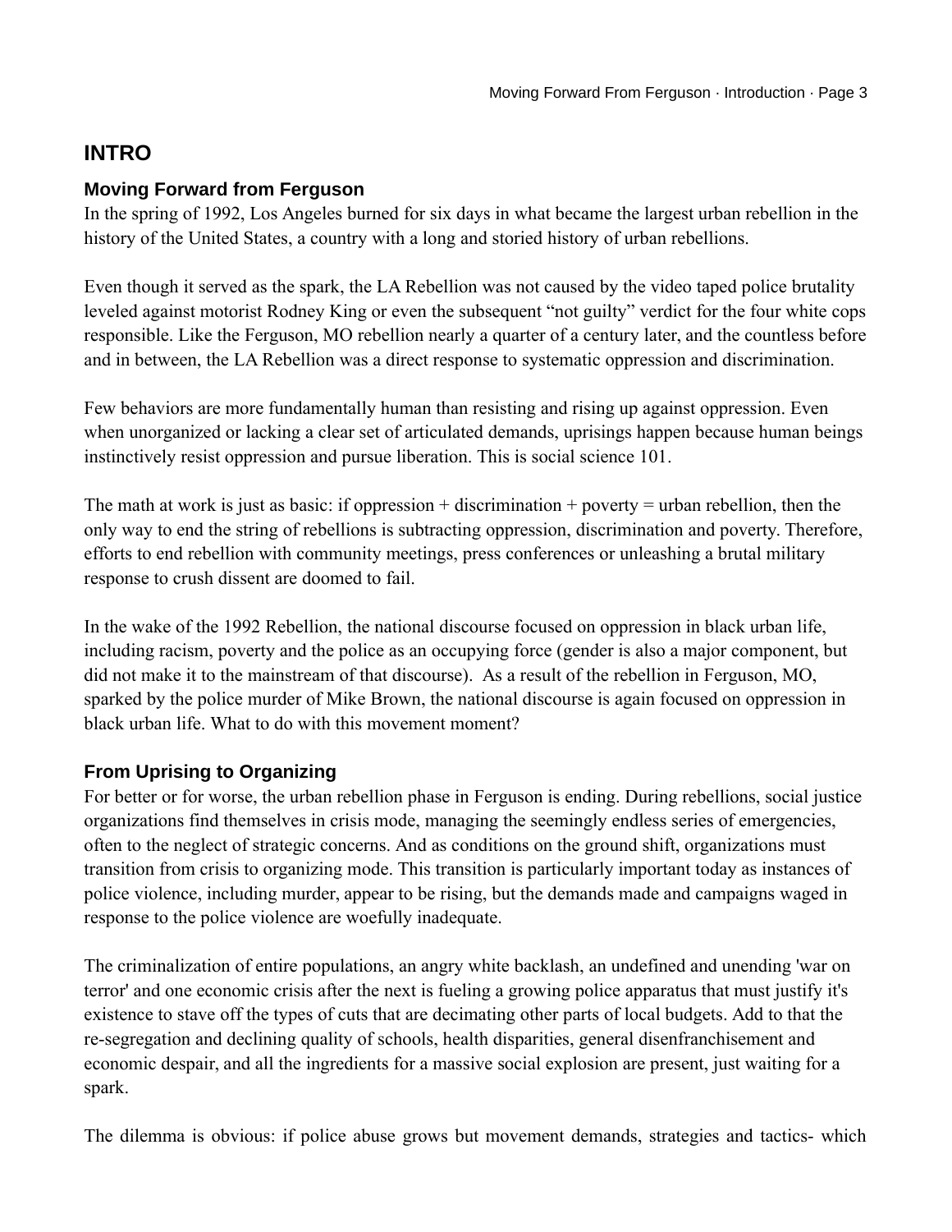# INTRO

## Moving Forward from Ferguson

In the spring of 1992, Los Angeles burned for six days in what became the largest urban rebellion in the history of the United States, a country with a long and storied history of urban rebellions.

Even though it served as the spark, the LA Rebellion was not caused by the video taped police brutality leveled against motorist Rodney King or even the subsequent "not guilty" verdict for the four white cops responsible. Like the Ferguson, MO rebellion nearly a quarter of a century later, and the countless before and in between, the LA Rebellion was a direct response to systematic oppression and discrimination.

Few behaviors are more fundamentally human than resisting and rising up against oppression. Even when unorganized or lacking a clear set of articulated demands, uprisings happen because human beings instinctively resist oppression and pursue liberation. This is social science 101.

The math at work is just as basic: if oppression + discrimination + poverty = urban rebellion, then the only way to end the string of rebellions is subtracting oppression, discrimination and poverty. Therefore, efforts to end rebellion with community meetings, press conferences or unleashing a brutal military response to crush dissent are doomed to fail.

In the wake of the 1992 Rebellion, the national discourse focused on oppression in black urban life, including racism, poverty and the police as an occupying force (gender is also a major component, but did not make it to the mainstream of that discourse). As a result of the rebellion in Ferguson, MO, sparked by the police murder of Mike Brown, the national discourse is again focused on oppression in black urban life. What to do with this movement moment?

## From Uprising to Organizing

For better or for worse, the urban rebellion phase in Ferguson is ending. During rebellions, social justice organizations find themselves in crisis mode, managing the seemingly endless series of emergencies, often to the neglect of strategic concerns. And as conditions on the ground shift, organizations must transition from crisis to organizing mode. This transition is particularly important today as instances of police violence, including murder, appear to be rising, but the demands made and campaigns waged in response to the police violence are woefully inadequate.

The criminalization of entire populations, an angry white backlash, an undefined and unending 'war on terror' and one economic crisis after the next is fueling a growing police apparatus that must justify it's existence to stave off the types of cuts that are decimating other parts of local budgets. Add to that the re-segregation and declining quality of schools, health disparities, general disenfranchisement and economic despair, and all the ingredients for a massive social explosion are present, just waiting for a spark.

The dilemma is obvious: if police abuse grows but movement demands, strategies and tactics- which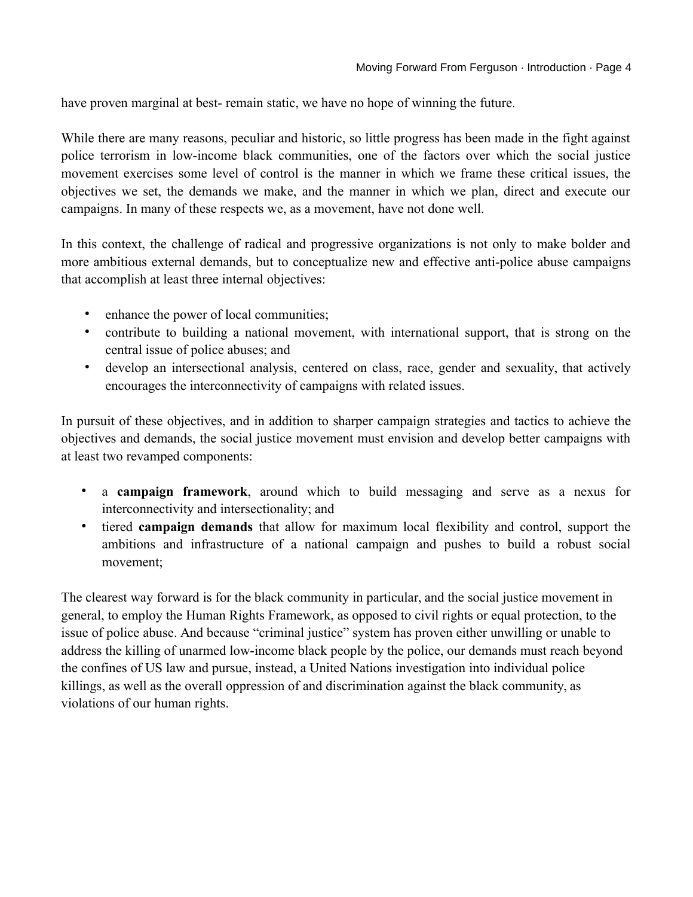have proven marginal at best- remain static, we have no hope of winning the future.

While there are many reasons, peculiar and historic, so little progress has been made in the fight against police terrorism in low-income black communities, one of the factors over which the social justice movement exercises some level of control is the manner in which we frame these critical issues, the objectives we set, the demands we make, and the manner in which we plan, direct and execute our campaigns. In many of these respects we, as a movement, have not done well.

In this context, the challenge of radical and progressive organizations is not only to make bolder and more ambitious external demands, but to conceptualize new and effective anti-police abuse campaigns that accomplish at least three internal objectives:

- enhance the power of local communities;
- contribute to building a national movement, with international support, that is strong on the central issue of police abuses; and
- develop an intersectional analysis, centered on class, race, gender and sexuality, that actively encourages the interconnectivity of campaigns with related issues.

In pursuit of these objectives, and in addition to sharper campaign strategies and tactics to achieve the objectives and demands, the social justice movement must envision and develop better campaigns with at least two revamped components:

- a **campaign framework**, around which to build messaging and serve as a nexus for interconnectivity and intersectionality; and
- tiered **campaign demands** that allow for maximum local flexibility and control, support the ambitions and infrastructure of a national campaign and pushes to build a robust social movement;

The clearest way forward is for the black community in particular, and the social justice movement in general, to employ the Human Rights Framework, as opposed to civil rights or equal protection, to the issue of police abuse. And because "criminal justice" system has proven either unwilling or unable to address the killing of unarmed low-income black people by the police, our demands must reach beyond the confines of US law and pursue, instead, a United Nations investigation into individual police killings, as well as the overall oppression of and discrimination against the black community, as violations of our human rights.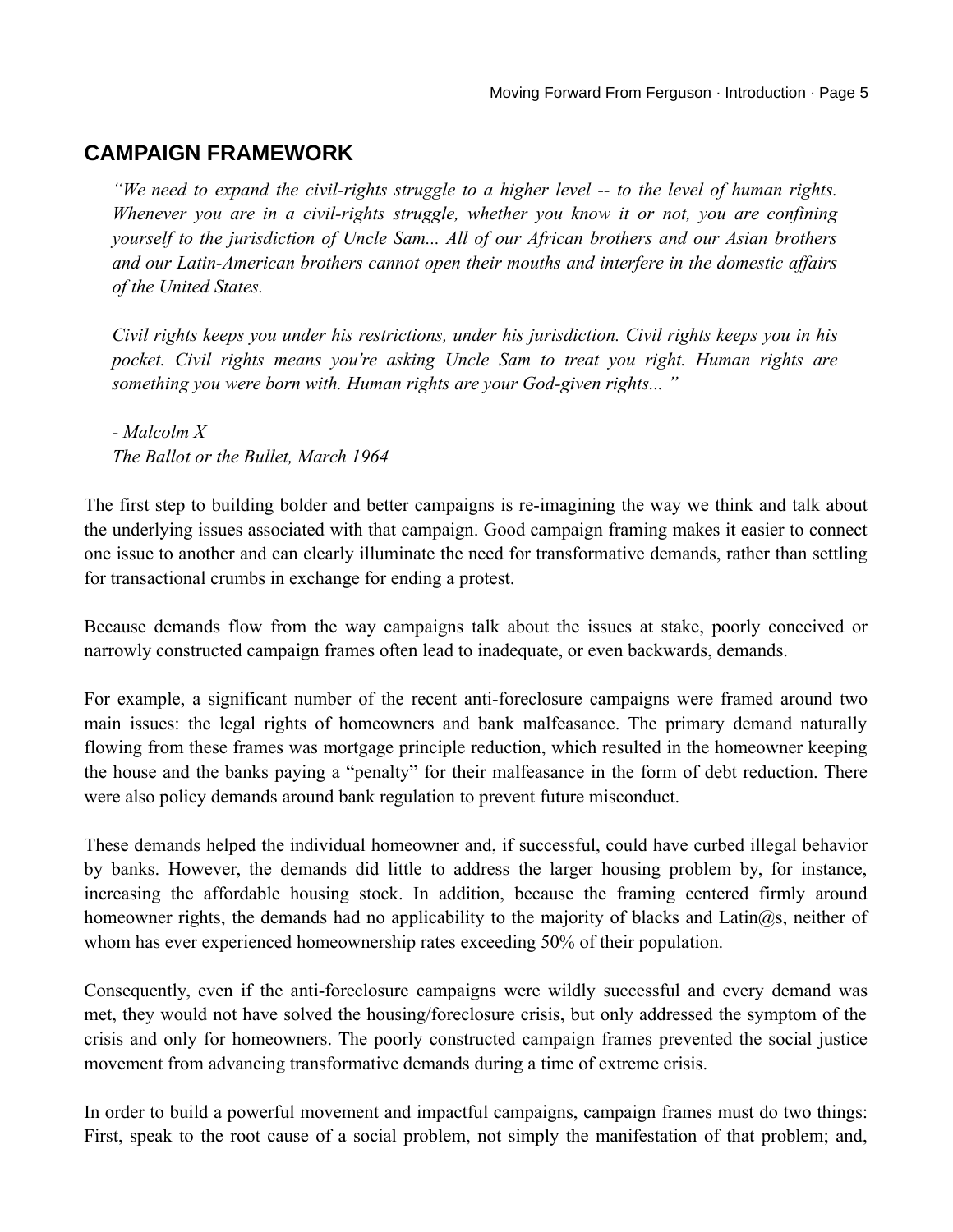## CAMPAIGN FRAMEWORK

> *"We need to expand the civil-rights struggle to a higher level -- to the level of human rights. Whenever you are in a civil-rights struggle, whether you know it or not, you are confining yourself to the jurisdiction of Uncle Sam... All of our African brothers and our Asian brothers and our Latin-American brothers cannot open their mouths and interfere in the domestic affairs of the United States.*
>
> *Civil rights keeps you under his restrictions, under his jurisdiction. Civil rights keeps you in his pocket. Civil rights means you're asking Uncle Sam to treat you right. Human rights are something you were born with. Human rights are your God-given rights... "*
>
> *- Malcolm X*
> *The Ballot or the Bullet, March 1964*

The first step to building bolder and better campaigns is re-imagining the way we think and talk about the underlying issues associated with that campaign. Good campaign framing makes it easier to connect one issue to another and can clearly illuminate the need for transformative demands, rather than settling for transactional crumbs in exchange for ending a protest.

Because demands flow from the way campaigns talk about the issues at stake, poorly conceived or narrowly constructed campaign frames often lead to inadequate, or even backwards, demands.

For example, a significant number of the recent anti-foreclosure campaigns were framed around two main issues: the legal rights of homeowners and bank malfeasance. The primary demand naturally flowing from these frames was mortgage principle reduction, which resulted in the homeowner keeping the house and the banks paying a "penalty" for their malfeasance in the form of debt reduction. There were also policy demands around bank regulation to prevent future misconduct.

These demands helped the individual homeowner and, if successful, could have curbed illegal behavior by banks. However, the demands did little to address the larger housing problem by, for instance, increasing the affordable housing stock. In addition, because the framing centered firmly around homeowner rights, the demands had no applicability to the majority of blacks and Latin@s, neither of whom has ever experienced homeownership rates exceeding 50% of their population.

Consequently, even if the anti-foreclosure campaigns were wildly successful and every demand was met, they would not have solved the housing/foreclosure crisis, but only addressed the symptom of the crisis and only for homeowners. The poorly constructed campaign frames prevented the social justice movement from advancing transformative demands during a time of extreme crisis.

In order to build a powerful movement and impactful campaigns, campaign frames must do two things: First, speak to the root cause of a social problem, not simply the manifestation of that problem; and,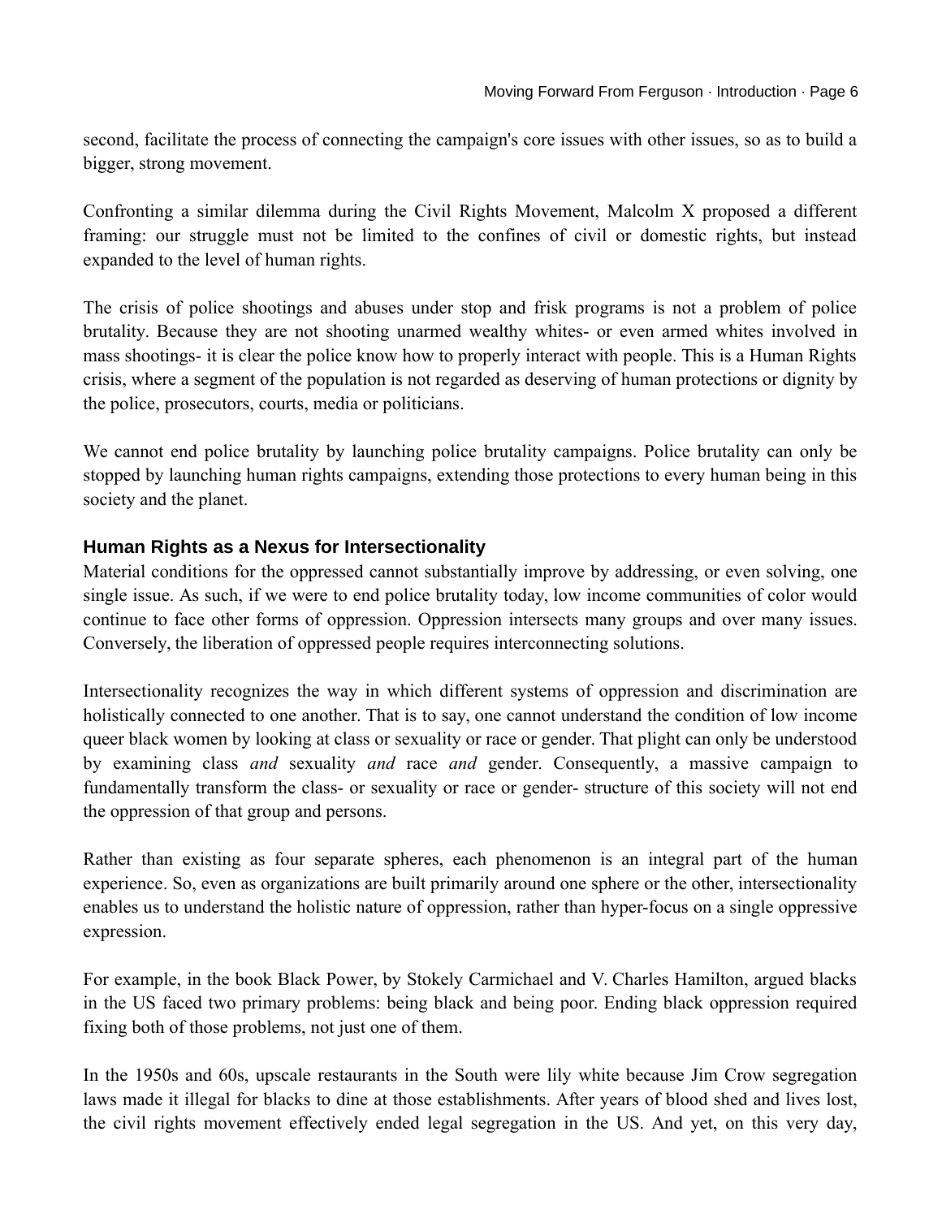second, facilitate the process of connecting the campaign's core issues with other issues, so as to build a bigger, strong movement.

Confronting a similar dilemma during the Civil Rights Movement, Malcolm X proposed a different framing: our struggle must not be limited to the confines of civil or domestic rights, but instead expanded to the level of human rights.

The crisis of police shootings and abuses under stop and frisk programs is not a problem of police brutality. Because they are not shooting unarmed wealthy whites- or even armed whites involved in mass shootings- it is clear the police know how to properly interact with people. This is a Human Rights crisis, where a segment of the population is not regarded as deserving of human protections or dignity by the police, prosecutors, courts, media or politicians.

We cannot end police brutality by launching police brutality campaigns. Police brutality can only be stopped by launching human rights campaigns, extending those protections to every human being in this society and the planet.

### Human Rights as a Nexus for Intersectionality

Material conditions for the oppressed cannot substantially improve by addressing, or even solving, one single issue. As such, if we were to end police brutality today, low income communities of color would continue to face other forms of oppression. Oppression intersects many groups and over many issues. Conversely, the liberation of oppressed people requires interconnecting solutions.

Intersectionality recognizes the way in which different systems of oppression and discrimination are holistically connected to one another. That is to say, one cannot understand the condition of low income queer black women by looking at class or sexuality or race or gender. That plight can only be understood by examining class *and* sexuality *and* race *and* gender. Consequently, a massive campaign to fundamentally transform the class- or sexuality or race or gender- structure of this society will not end the oppression of that group and persons.

Rather than existing as four separate spheres, each phenomenon is an integral part of the human experience. So, even as organizations are built primarily around one sphere or the other, intersectionality enables us to understand the holistic nature of oppression, rather than hyper-focus on a single oppressive expression.

For example, in the book Black Power, by Stokely Carmichael and V. Charles Hamilton, argued blacks in the US faced two primary problems: being black and being poor. Ending black oppression required fixing both of those problems, not just one of them.

In the 1950s and 60s, upscale restaurants in the South were lily white because Jim Crow segregation laws made it illegal for blacks to dine at those establishments. After years of blood shed and lives lost, the civil rights movement effectively ended legal segregation in the US. And yet, on this very day,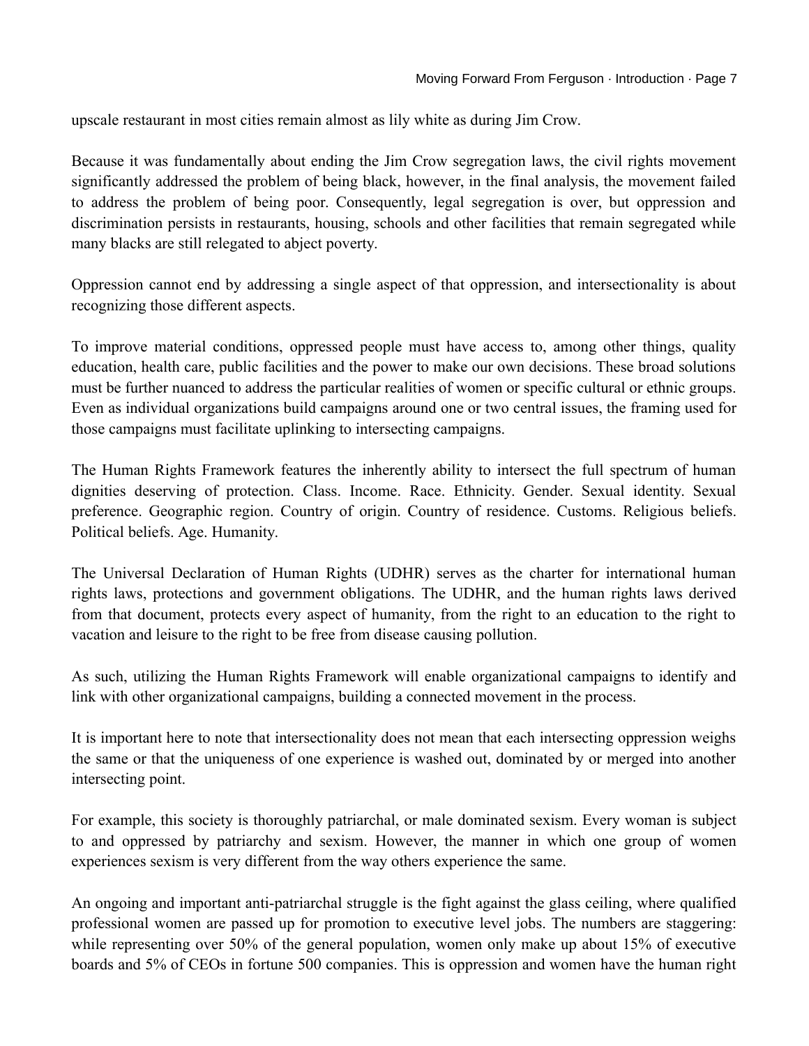upscale restaurant in most cities remain almost as lily white as during Jim Crow.

Because it was fundamentally about ending the Jim Crow segregation laws, the civil rights movement significantly addressed the problem of being black, however, in the final analysis, the movement failed to address the problem of being poor. Consequently, legal segregation is over, but oppression and discrimination persists in restaurants, housing, schools and other facilities that remain segregated while many blacks are still relegated to abject poverty.

Oppression cannot end by addressing a single aspect of that oppression, and intersectionality is about recognizing those different aspects.

To improve material conditions, oppressed people must have access to, among other things, quality education, health care, public facilities and the power to make our own decisions. These broad solutions must be further nuanced to address the particular realities of women or specific cultural or ethnic groups. Even as individual organizations build campaigns around one or two central issues, the framing used for those campaigns must facilitate uplinking to intersecting campaigns.

The Human Rights Framework features the inherently ability to intersect the full spectrum of human dignities deserving of protection. Class. Income. Race. Ethnicity. Gender. Sexual identity. Sexual preference. Geographic region. Country of origin. Country of residence. Customs. Religious beliefs. Political beliefs. Age. Humanity.

The Universal Declaration of Human Rights (UDHR) serves as the charter for international human rights laws, protections and government obligations. The UDHR, and the human rights laws derived from that document, protects every aspect of humanity, from the right to an education to the right to vacation and leisure to the right to be free from disease causing pollution.

As such, utilizing the Human Rights Framework will enable organizational campaigns to identify and link with other organizational campaigns, building a connected movement in the process.

It is important here to note that intersectionality does not mean that each intersecting oppression weighs the same or that the uniqueness of one experience is washed out, dominated by or merged into another intersecting point.

For example, this society is thoroughly patriarchal, or male dominated sexism. Every woman is subject to and oppressed by patriarchy and sexism. However, the manner in which one group of women experiences sexism is very different from the way others experience the same.

An ongoing and important anti-patriarchal struggle is the fight against the glass ceiling, where qualified professional women are passed up for promotion to executive level jobs. The numbers are staggering: while representing over 50% of the general population, women only make up about 15% of executive boards and 5% of CEOs in fortune 500 companies. This is oppression and women have the human right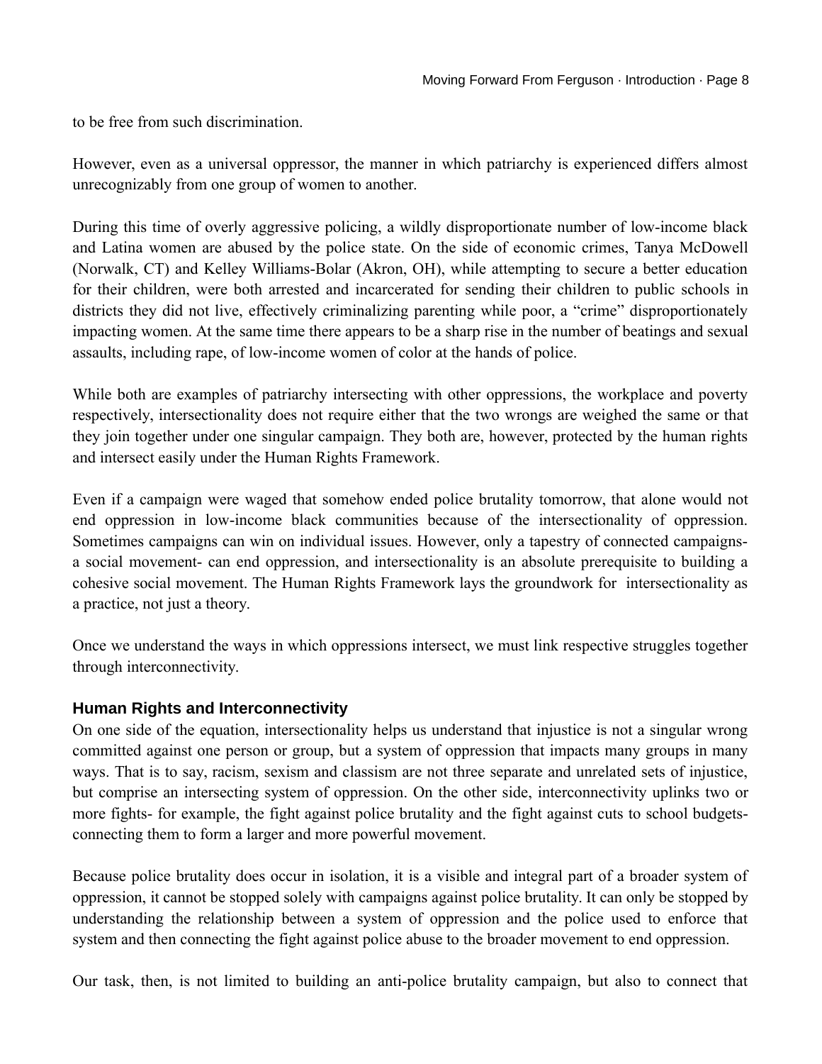to be free from such discrimination.

However, even as a universal oppressor, the manner in which patriarchy is experienced differs almost unrecognizably from one group of women to another.

During this time of overly aggressive policing, a wildly disproportionate number of low-income black and Latina women are abused by the police state. On the side of economic crimes, Tanya McDowell (Norwalk, CT) and Kelley Williams-Bolar (Akron, OH), while attempting to secure a better education for their children, were both arrested and incarcerated for sending their children to public schools in districts they did not live, effectively criminalizing parenting while poor, a "crime" disproportionately impacting women. At the same time there appears to be a sharp rise in the number of beatings and sexual assaults, including rape, of low-income women of color at the hands of police.

While both are examples of patriarchy intersecting with other oppressions, the workplace and poverty respectively, intersectionality does not require either that the two wrongs are weighed the same or that they join together under one singular campaign. They both are, however, protected by the human rights and intersect easily under the Human Rights Framework.

Even if a campaign were waged that somehow ended police brutality tomorrow, that alone would not end oppression in low-income black communities because of the intersectionality of oppression. Sometimes campaigns can win on individual issues. However, only a tapestry of connected campaigns- a social movement- can end oppression, and intersectionality is an absolute prerequisite to building a cohesive social movement. The Human Rights Framework lays the groundwork for intersectionality as a practice, not just a theory.

Once we understand the ways in which oppressions intersect, we must link respective struggles together through interconnectivity.

### Human Rights and Interconnectivity

On one side of the equation, intersectionality helps us understand that injustice is not a singular wrong committed against one person or group, but a system of oppression that impacts many groups in many ways. That is to say, racism, sexism and classism are not three separate and unrelated sets of injustice, but comprise an intersecting system of oppression. On the other side, interconnectivity uplinks two or more fights- for example, the fight against police brutality and the fight against cuts to school budgets- connecting them to form a larger and more powerful movement.

Because police brutality does occur in isolation, it is a visible and integral part of a broader system of oppression, it cannot be stopped solely with campaigns against police brutality. It can only be stopped by understanding the relationship between a system of oppression and the police used to enforce that system and then connecting the fight against police abuse to the broader movement to end oppression.

Our task, then, is not limited to building an anti-police brutality campaign, but also to connect that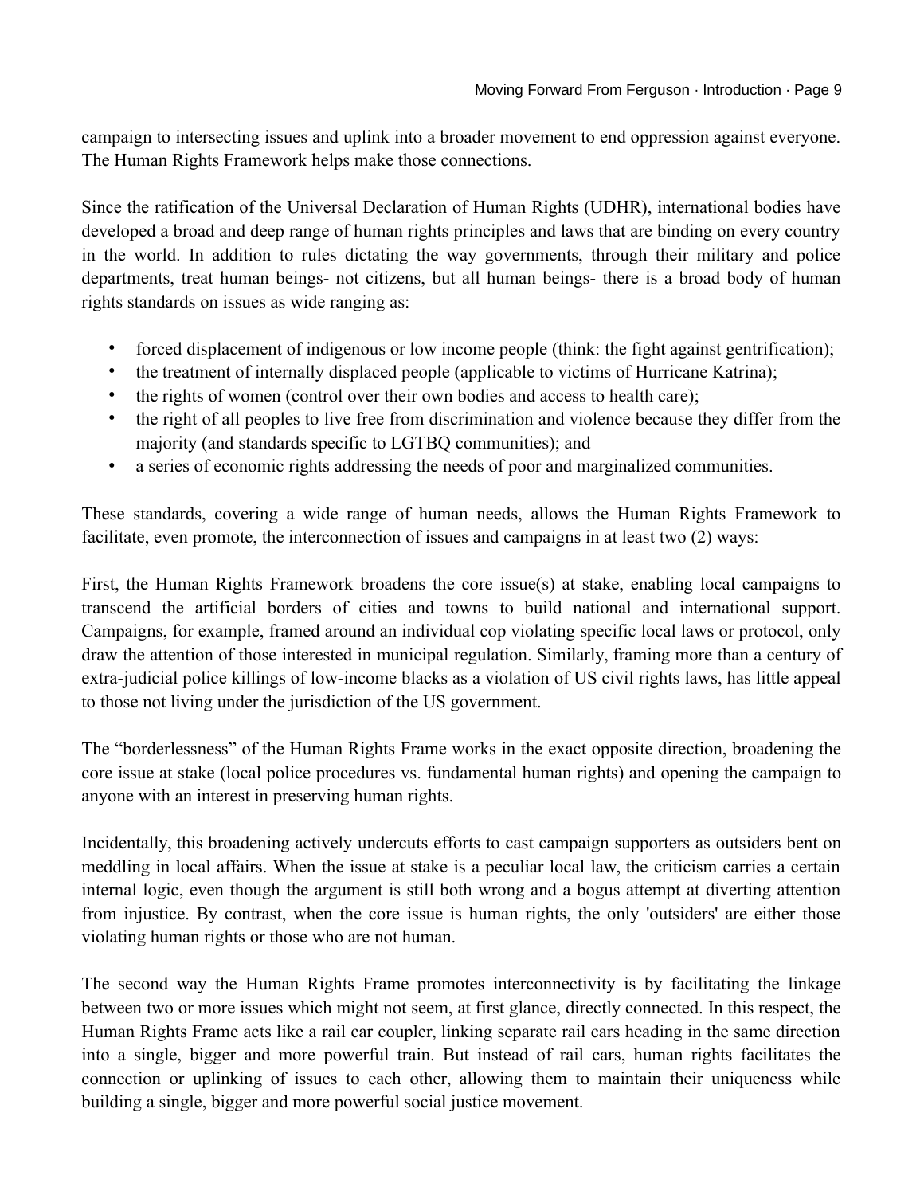campaign to intersecting issues and uplink into a broader movement to end oppression against everyone. The Human Rights Framework helps make those connections.

Since the ratification of the Universal Declaration of Human Rights (UDHR), international bodies have developed a broad and deep range of human rights principles and laws that are binding on every country in the world. In addition to rules dictating the way governments, through their military and police departments, treat human beings- not citizens, but all human beings- there is a broad body of human rights standards on issues as wide ranging as:

- forced displacement of indigenous or low income people (think: the fight against gentrification);
- the treatment of internally displaced people (applicable to victims of Hurricane Katrina);
- the rights of women (control over their own bodies and access to health care);
- the right of all peoples to live free from discrimination and violence because they differ from the majority (and standards specific to LGTBQ communities); and
- a series of economic rights addressing the needs of poor and marginalized communities.

These standards, covering a wide range of human needs, allows the Human Rights Framework to facilitate, even promote, the interconnection of issues and campaigns in at least two (2) ways:

First, the Human Rights Framework broadens the core issue(s) at stake, enabling local campaigns to transcend the artificial borders of cities and towns to build national and international support. Campaigns, for example, framed around an individual cop violating specific local laws or protocol, only draw the attention of those interested in municipal regulation. Similarly, framing more than a century of extra-judicial police killings of low-income blacks as a violation of US civil rights laws, has little appeal to those not living under the jurisdiction of the US government.

The "borderlessness" of the Human Rights Frame works in the exact opposite direction, broadening the core issue at stake (local police procedures vs. fundamental human rights) and opening the campaign to anyone with an interest in preserving human rights.

Incidentally, this broadening actively undercuts efforts to cast campaign supporters as outsiders bent on meddling in local affairs. When the issue at stake is a peculiar local law, the criticism carries a certain internal logic, even though the argument is still both wrong and a bogus attempt at diverting attention from injustice. By contrast, when the core issue is human rights, the only 'outsiders' are either those violating human rights or those who are not human.

The second way the Human Rights Frame promotes interconnectivity is by facilitating the linkage between two or more issues which might not seem, at first glance, directly connected. In this respect, the Human Rights Frame acts like a rail car coupler, linking separate rail cars heading in the same direction into a single, bigger and more powerful train. But instead of rail cars, human rights facilitates the connection or uplinking of issues to each other, allowing them to maintain their uniqueness while building a single, bigger and more powerful social justice movement.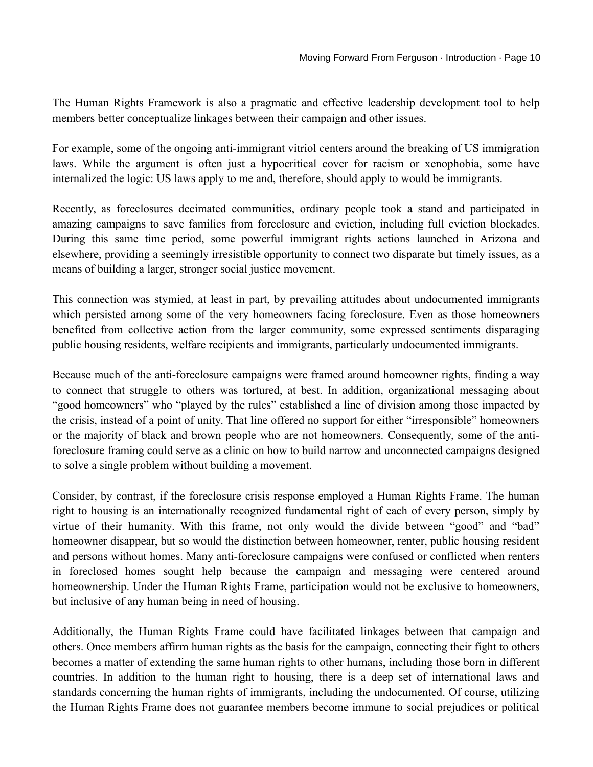The Human Rights Framework is also a pragmatic and effective leadership development tool to help members better conceptualize linkages between their campaign and other issues.

For example, some of the ongoing anti-immigrant vitriol centers around the breaking of US immigration laws. While the argument is often just a hypocritical cover for racism or xenophobia, some have internalized the logic: US laws apply to me and, therefore, should apply to would be immigrants.

Recently, as foreclosures decimated communities, ordinary people took a stand and participated in amazing campaigns to save families from foreclosure and eviction, including full eviction blockades. During this same time period, some powerful immigrant rights actions launched in Arizona and elsewhere, providing a seemingly irresistible opportunity to connect two disparate but timely issues, as a means of building a larger, stronger social justice movement.

This connection was stymied, at least in part, by prevailing attitudes about undocumented immigrants which persisted among some of the very homeowners facing foreclosure. Even as those homeowners benefited from collective action from the larger community, some expressed sentiments disparaging public housing residents, welfare recipients and immigrants, particularly undocumented immigrants.

Because much of the anti-foreclosure campaigns were framed around homeowner rights, finding a way to connect that struggle to others was tortured, at best. In addition, organizational messaging about "good homeowners" who "played by the rules" established a line of division among those impacted by the crisis, instead of a point of unity. That line offered no support for either "irresponsible" homeowners or the majority of black and brown people who are not homeowners. Consequently, some of the anti-foreclosure framing could serve as a clinic on how to build narrow and unconnected campaigns designed to solve a single problem without building a movement.

Consider, by contrast, if the foreclosure crisis response employed a Human Rights Frame. The human right to housing is an internationally recognized fundamental right of each of every person, simply by virtue of their humanity. With this frame, not only would the divide between "good" and "bad" homeowner disappear, but so would the distinction between homeowner, renter, public housing resident and persons without homes. Many anti-foreclosure campaigns were confused or conflicted when renters in foreclosed homes sought help because the campaign and messaging were centered around homeownership. Under the Human Rights Frame, participation would not be exclusive to homeowners, but inclusive of any human being in need of housing.

Additionally, the Human Rights Frame could have facilitated linkages between that campaign and others. Once members affirm human rights as the basis for the campaign, connecting their fight to others becomes a matter of extending the same human rights to other humans, including those born in different countries. In addition to the human right to housing, there is a deep set of international laws and standards concerning the human rights of immigrants, including the undocumented. Of course, utilizing the Human Rights Frame does not guarantee members become immune to social prejudices or political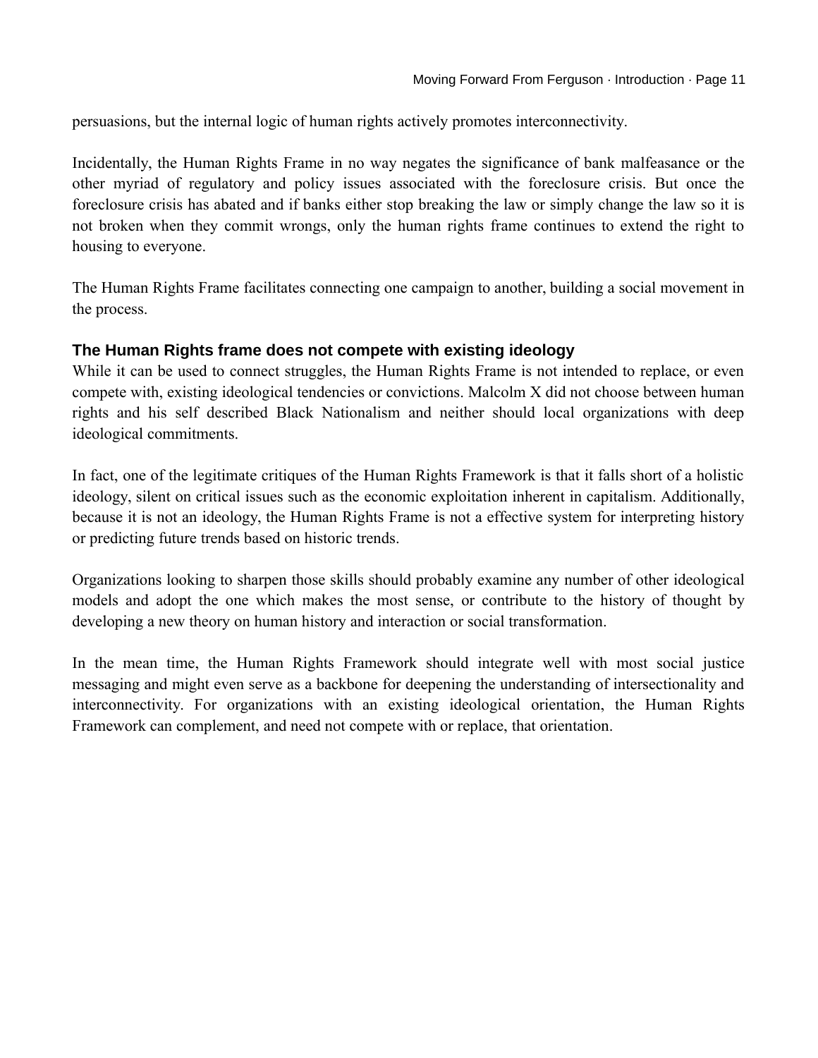persuasions, but the internal logic of human rights actively promotes interconnectivity.

Incidentally, the Human Rights Frame in no way negates the significance of bank malfeasance or the other myriad of regulatory and policy issues associated with the foreclosure crisis. But once the foreclosure crisis has abated and if banks either stop breaking the law or simply change the law so it is not broken when they commit wrongs, only the human rights frame continues to extend the right to housing to everyone.

The Human Rights Frame facilitates connecting one campaign to another, building a social movement in the process.

### The Human Rights frame does not compete with existing ideology

While it can be used to connect struggles, the Human Rights Frame is not intended to replace, or even compete with, existing ideological tendencies or convictions. Malcolm X did not choose between human rights and his self described Black Nationalism and neither should local organizations with deep ideological commitments.

In fact, one of the legitimate critiques of the Human Rights Framework is that it falls short of a holistic ideology, silent on critical issues such as the economic exploitation inherent in capitalism. Additionally, because it is not an ideology, the Human Rights Frame is not a effective system for interpreting history or predicting future trends based on historic trends.

Organizations looking to sharpen those skills should probably examine any number of other ideological models and adopt the one which makes the most sense, or contribute to the history of thought by developing a new theory on human history and interaction or social transformation.

In the mean time, the Human Rights Framework should integrate well with most social justice messaging and might even serve as a backbone for deepening the understanding of intersectionality and interconnectivity. For organizations with an existing ideological orientation, the Human Rights Framework can complement, and need not compete with or replace, that orientation.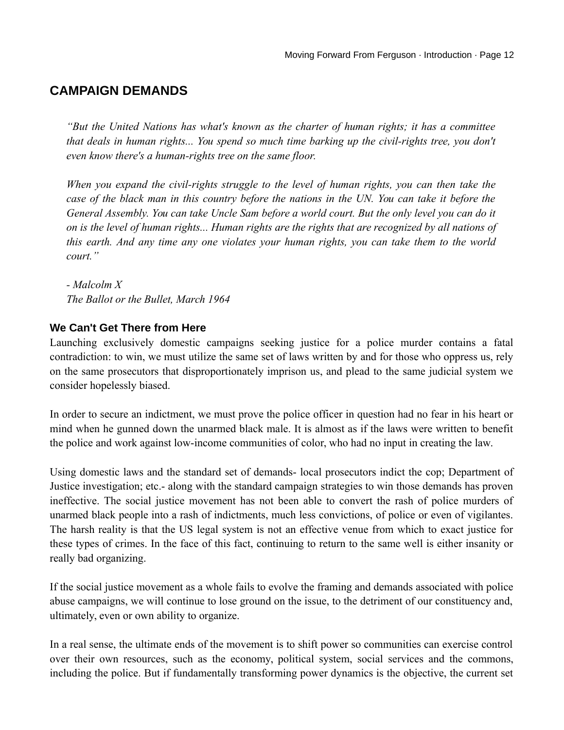## CAMPAIGN DEMANDS

> *"But the United Nations has what's known as the charter of human rights; it has a committee that deals in human rights... You spend so much time barking up the civil-rights tree, you don't even know there's a human-rights tree on the same floor.*
>
> *When you expand the civil-rights struggle to the level of human rights, you can then take the case of the black man in this country before the nations in the UN. You can take it before the General Assembly. You can take Uncle Sam before a world court. But the only level you can do it on is the level of human rights... Human rights are the rights that are recognized by all nations of this earth. And any time any one violates your human rights, you can take them to the world court."*
>
> *- Malcolm X*
> *The Ballot or the Bullet, March 1964*

### We Can't Get There from Here

Launching exclusively domestic campaigns seeking justice for a police murder contains a fatal contradiction: to win, we must utilize the same set of laws written by and for those who oppress us, rely on the same prosecutors that disproportionately imprison us, and plead to the same judicial system we consider hopelessly biased.

In order to secure an indictment, we must prove the police officer in question had no fear in his heart or mind when he gunned down the unarmed black male. It is almost as if the laws were written to benefit the police and work against low-income communities of color, who had no input in creating the law.

Using domestic laws and the standard set of demands- local prosecutors indict the cop; Department of Justice investigation; etc.- along with the standard campaign strategies to win those demands has proven ineffective. The social justice movement has not been able to convert the rash of police murders of unarmed black people into a rash of indictments, much less convictions, of police or even of vigilantes. The harsh reality is that the US legal system is not an effective venue from which to exact justice for these types of crimes. In the face of this fact, continuing to return to the same well is either insanity or really bad organizing.

If the social justice movement as a whole fails to evolve the framing and demands associated with police abuse campaigns, we will continue to lose ground on the issue, to the detriment of our constituency and, ultimately, even or own ability to organize.

In a real sense, the ultimate ends of the movement is to shift power so communities can exercise control over their own resources, such as the economy, political system, social services and the commons, including the police. But if fundamentally transforming power dynamics is the objective, the current set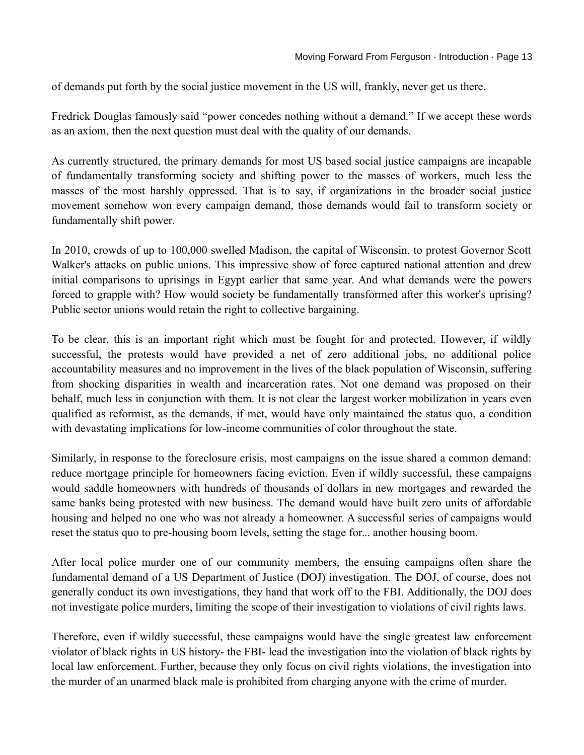of demands put forth by the social justice movement in the US will, frankly, never get us there.

Fredrick Douglas famously said “power concedes nothing without a demand.” If we accept these words as an axiom, then the next question must deal with the quality of our demands.

As currently structured, the primary demands for most US based social justice campaigns are incapable of fundamentally transforming society and shifting power to the masses of workers, much less the masses of the most harshly oppressed. That is to say, if organizations in the broader social justice movement somehow won every campaign demand, those demands would fail to transform society or fundamentally shift power.

In 2010, crowds of up to 100,000 swelled Madison, the capital of Wisconsin, to protest Governor Scott Walker's attacks on public unions. This impressive show of force captured national attention and drew initial comparisons to uprisings in Egypt earlier that same year. And what demands were the powers forced to grapple with? How would society be fundamentally transformed after this worker's uprising? Public sector unions would retain the right to collective bargaining.

To be clear, this is an important right which must be fought for and protected. However, if wildly successful, the protests would have provided a net of zero additional jobs, no additional police accountability measures and no improvement in the lives of the black population of Wisconsin, suffering from shocking disparities in wealth and incarceration rates. Not one demand was proposed on their behalf, much less in conjunction with them. It is not clear the largest worker mobilization in years even qualified as reformist, as the demands, if met, would have only maintained the status quo, a condition with devastating implications for low-income communities of color throughout the state.

Similarly, in response to the foreclosure crisis, most campaigns on the issue shared a common demand: reduce mortgage principle for homeowners facing eviction. Even if wildly successful, these campaigns would saddle homeowners with hundreds of thousands of dollars in new mortgages and rewarded the same banks being protested with new business. The demand would have built zero units of affordable housing and helped no one who was not already a homeowner. A successful series of campaigns would reset the status quo to pre-housing boom levels, setting the stage for... another housing boom.

After local police murder one of our community members, the ensuing campaigns often share the fundamental demand of a US Department of Justice (DOJ) investigation. The DOJ, of course, does not generally conduct its own investigations, they hand that work off to the FBI. Additionally, the DOJ does not investigate police murders, limiting the scope of their investigation to violations of civil rights laws.

Therefore, even if wildly successful, these campaigns would have the single greatest law enforcement violator of black rights in US history- the FBI- lead the investigation into the violation of black rights by local law enforcement. Further, because they only focus on civil rights violations, the investigation into the murder of an unarmed black male is prohibited from charging anyone with the crime of murder.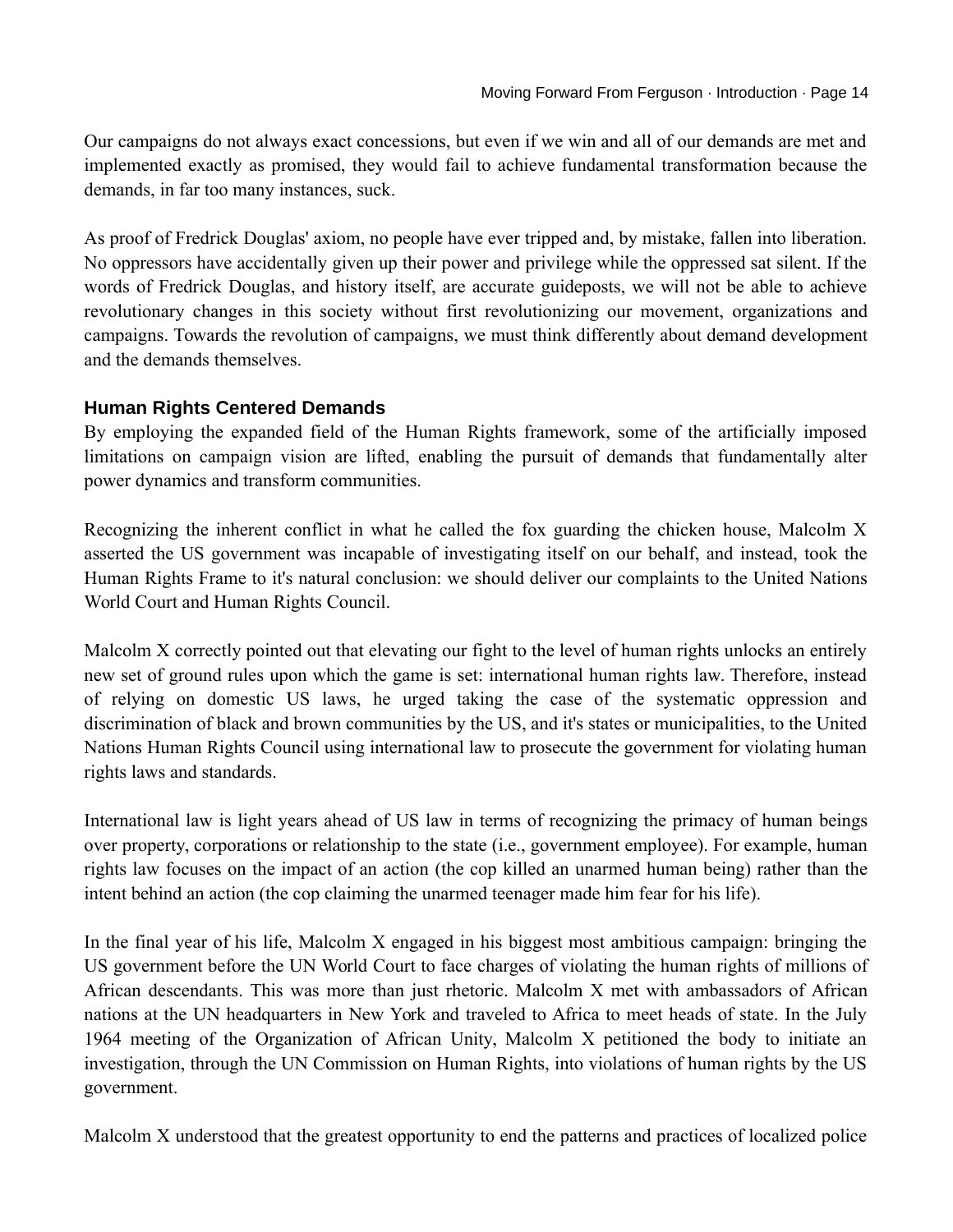Our campaigns do not always exact concessions, but even if we win and all of our demands are met and implemented exactly as promised, they would fail to achieve fundamental transformation because the demands, in far too many instances, suck.

As proof of Fredrick Douglas' axiom, no people have ever tripped and, by mistake, fallen into liberation. No oppressors have accidentally given up their power and privilege while the oppressed sat silent. If the words of Fredrick Douglas, and history itself, are accurate guideposts, we will not be able to achieve revolutionary changes in this society without first revolutionizing our movement, organizations and campaigns. Towards the revolution of campaigns, we must think differently about demand development and the demands themselves.

### Human Rights Centered Demands

By employing the expanded field of the Human Rights framework, some of the artificially imposed limitations on campaign vision are lifted, enabling the pursuit of demands that fundamentally alter power dynamics and transform communities.

Recognizing the inherent conflict in what he called the fox guarding the chicken house, Malcolm X asserted the US government was incapable of investigating itself on our behalf, and instead, took the Human Rights Frame to it's natural conclusion: we should deliver our complaints to the United Nations World Court and Human Rights Council.

Malcolm X correctly pointed out that elevating our fight to the level of human rights unlocks an entirely new set of ground rules upon which the game is set: international human rights law. Therefore, instead of relying on domestic US laws, he urged taking the case of the systematic oppression and discrimination of black and brown communities by the US, and it's states or municipalities, to the United Nations Human Rights Council using international law to prosecute the government for violating human rights laws and standards.

International law is light years ahead of US law in terms of recognizing the primacy of human beings over property, corporations or relationship to the state (i.e., government employee). For example, human rights law focuses on the impact of an action (the cop killed an unarmed human being) rather than the intent behind an action (the cop claiming the unarmed teenager made him fear for his life).

In the final year of his life, Malcolm X engaged in his biggest most ambitious campaign: bringing the US government before the UN World Court to face charges of violating the human rights of millions of African descendants. This was more than just rhetoric. Malcolm X met with ambassadors of African nations at the UN headquarters in New York and traveled to Africa to meet heads of state. In the July 1964 meeting of the Organization of African Unity, Malcolm X petitioned the body to initiate an investigation, through the UN Commission on Human Rights, into violations of human rights by the US government.

Malcolm X understood that the greatest opportunity to end the patterns and practices of localized police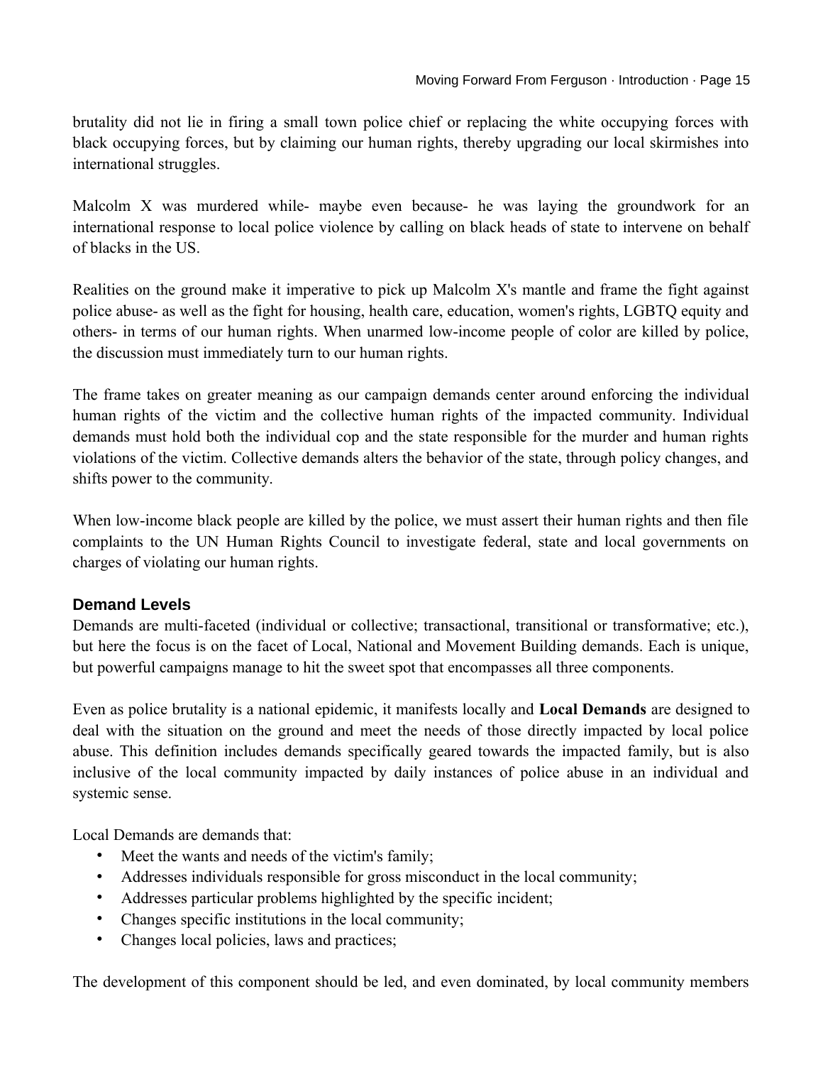brutality did not lie in firing a small town police chief or replacing the white occupying forces with black occupying forces, but by claiming our human rights, thereby upgrading our local skirmishes into international struggles.

Malcolm X was murdered while- maybe even because- he was laying the groundwork for an international response to local police violence by calling on black heads of state to intervene on behalf of blacks in the US.

Realities on the ground make it imperative to pick up Malcolm X's mantle and frame the fight against police abuse- as well as the fight for housing, health care, education, women's rights, LGBTQ equity and others- in terms of our human rights. When unarmed low-income people of color are killed by police, the discussion must immediately turn to our human rights.

The frame takes on greater meaning as our campaign demands center around enforcing the individual human rights of the victim and the collective human rights of the impacted community. Individual demands must hold both the individual cop and the state responsible for the murder and human rights violations of the victim. Collective demands alters the behavior of the state, through policy changes, and shifts power to the community.

When low-income black people are killed by the police, we must assert their human rights and then file complaints to the UN Human Rights Council to investigate federal, state and local governments on charges of violating our human rights.

### Demand Levels

Demands are multi-faceted (individual or collective; transactional, transitional or transformative; etc.), but here the focus is on the facet of Local, National and Movement Building demands. Each is unique, but powerful campaigns manage to hit the sweet spot that encompasses all three components.

Even as police brutality is a national epidemic, it manifests locally and **Local Demands** are designed to deal with the situation on the ground and meet the needs of those directly impacted by local police abuse. This definition includes demands specifically geared towards the impacted family, but is also inclusive of the local community impacted by daily instances of police abuse in an individual and systemic sense.

Local Demands are demands that:

- Meet the wants and needs of the victim's family;
- Addresses individuals responsible for gross misconduct in the local community;
- Addresses particular problems highlighted by the specific incident;
- Changes specific institutions in the local community;
- Changes local policies, laws and practices;

The development of this component should be led, and even dominated, by local community members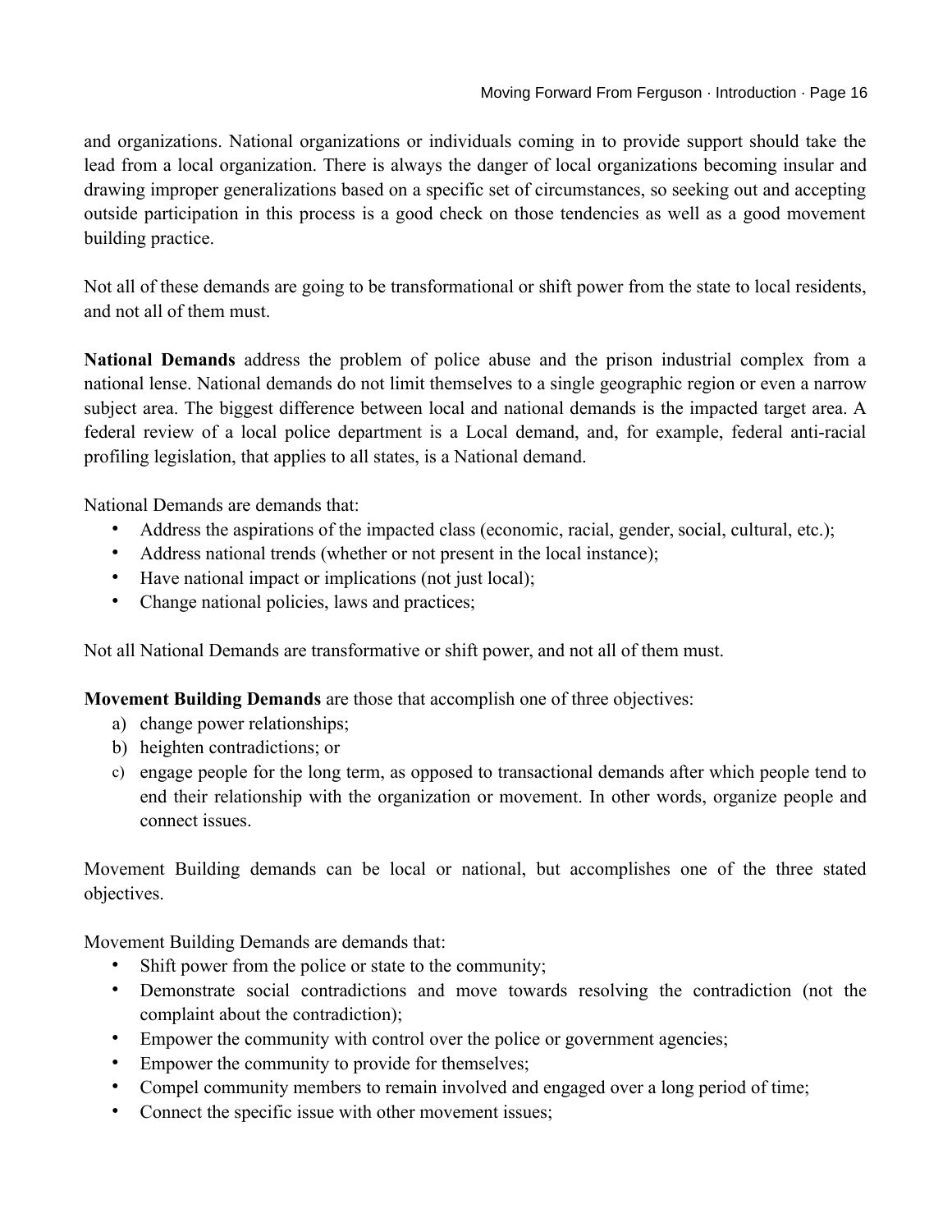and organizations. National organizations or individuals coming in to provide support should take the lead from a local organization. There is always the danger of local organizations becoming insular and drawing improper generalizations based on a specific set of circumstances, so seeking out and accepting outside participation in this process is a good check on those tendencies as well as a good movement building practice.

Not all of these demands are going to be transformational or shift power from the state to local residents, and not all of them must.

**National Demands** address the problem of police abuse and the prison industrial complex from a national lense. National demands do not limit themselves to a single geographic region or even a narrow subject area. The biggest difference between local and national demands is the impacted target area. A federal review of a local police department is a Local demand, and, for example, federal anti-racial profiling legislation, that applies to all states, is a National demand.

National Demands are demands that:

- Address the aspirations of the impacted class (economic, racial, gender, social, cultural, etc.);
- Address national trends (whether or not present in the local instance);
- Have national impact or implications (not just local);
- Change national policies, laws and practices;

Not all National Demands are transformative or shift power, and not all of them must.

**Movement Building Demands** are those that accomplish one of three objectives:

a) change power relationships;
b) heighten contradictions; or
c) engage people for the long term, as opposed to transactional demands after which people tend to end their relationship with the organization or movement. In other words, organize people and connect issues.

Movement Building demands can be local or national, but accomplishes one of the three stated objectives.

Movement Building Demands are demands that:

- Shift power from the police or state to the community;
- Demonstrate social contradictions and move towards resolving the contradiction (not the complaint about the contradiction);
- Empower the community with control over the police or government agencies;
- Empower the community to provide for themselves;
- Compel community members to remain involved and engaged over a long period of time;
- Connect the specific issue with other movement issues;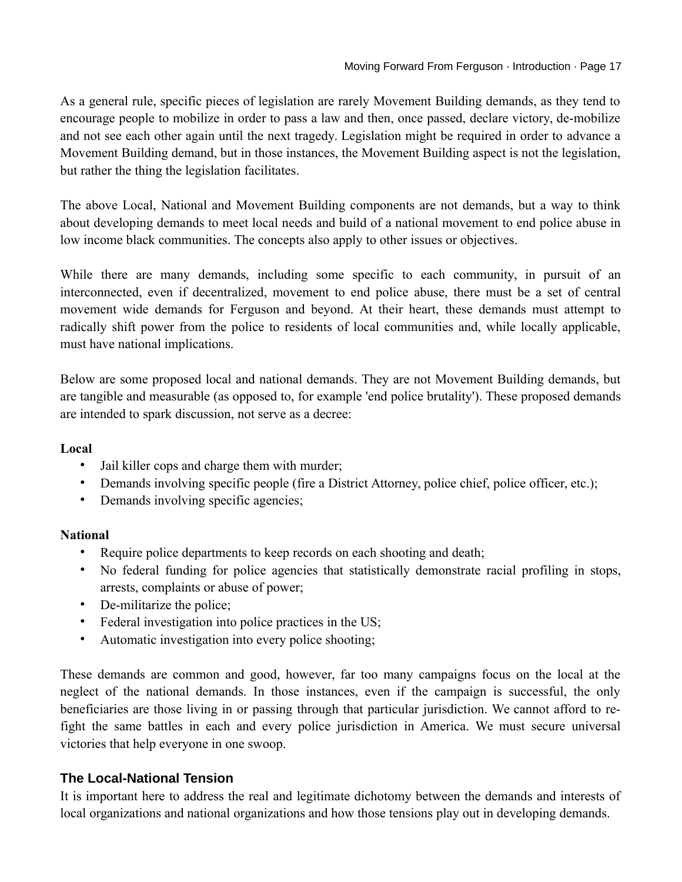As a general rule, specific pieces of legislation are rarely Movement Building demands, as they tend to encourage people to mobilize in order to pass a law and then, once passed, declare victory, de-mobilize and not see each other again until the next tragedy. Legislation might be required in order to advance a Movement Building demand, but in those instances, the Movement Building aspect is not the legislation, but rather the thing the legislation facilitates.

The above Local, National and Movement Building components are not demands, but a way to think about developing demands to meet local needs and build of a national movement to end police abuse in low income black communities. The concepts also apply to other issues or objectives.

While there are many demands, including some specific to each community, in pursuit of an interconnected, even if decentralized, movement to end police abuse, there must be a set of central movement wide demands for Ferguson and beyond. At their heart, these demands must attempt to radically shift power from the police to residents of local communities and, while locally applicable, must have national implications.

Below are some proposed local and national demands. They are not Movement Building demands, but are tangible and measurable (as opposed to, for example 'end police brutality'). These proposed demands are intended to spark discussion, not serve as a decree:

**Local**

- Jail killer cops and charge them with murder;
- Demands involving specific people (fire a District Attorney, police chief, police officer, etc.);
- Demands involving specific agencies;

**National**

- Require police departments to keep records on each shooting and death;
- No federal funding for police agencies that statistically demonstrate racial profiling in stops, arrests, complaints or abuse of power;
- De-militarize the police;
- Federal investigation into police practices in the US;
- Automatic investigation into every police shooting;

These demands are common and good, however, far too many campaigns focus on the local at the neglect of the national demands. In those instances, even if the campaign is successful, the only beneficiaries are those living in or passing through that particular jurisdiction. We cannot afford to re-fight the same battles in each and every police jurisdiction in America. We must secure universal victories that help everyone in one swoop.

## The Local-National Tension

It is important here to address the real and legitimate dichotomy between the demands and interests of local organizations and national organizations and how those tensions play out in developing demands.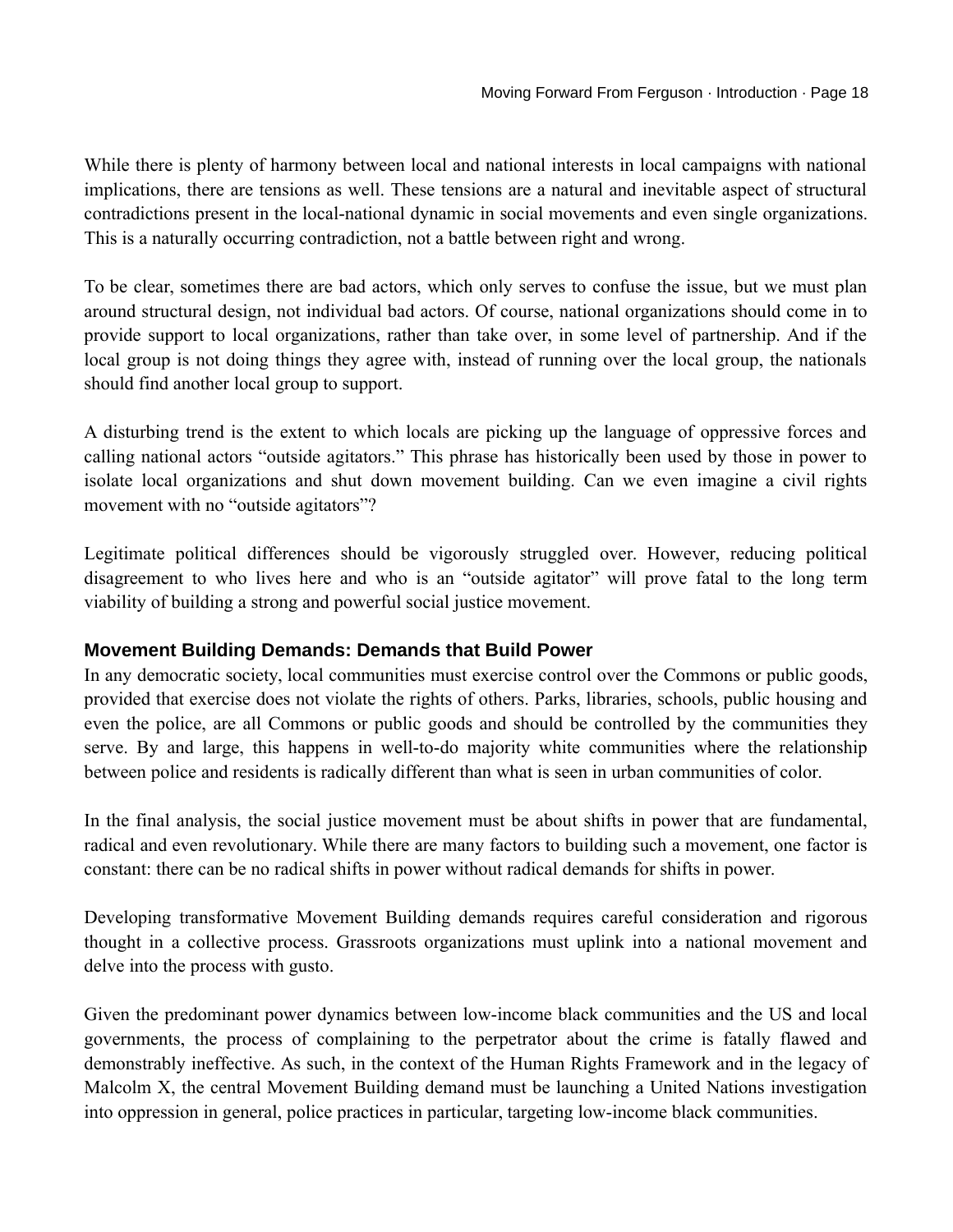While there is plenty of harmony between local and national interests in local campaigns with national implications, there are tensions as well. These tensions are a natural and inevitable aspect of structural contradictions present in the local-national dynamic in social movements and even single organizations. This is a naturally occurring contradiction, not a battle between right and wrong.

To be clear, sometimes there are bad actors, which only serves to confuse the issue, but we must plan around structural design, not individual bad actors. Of course, national organizations should come in to provide support to local organizations, rather than take over, in some level of partnership. And if the local group is not doing things they agree with, instead of running over the local group, the nationals should find another local group to support.

A disturbing trend is the extent to which locals are picking up the language of oppressive forces and calling national actors "outside agitators." This phrase has historically been used by those in power to isolate local organizations and shut down movement building. Can we even imagine a civil rights movement with no "outside agitators"?

Legitimate political differences should be vigorously struggled over. However, reducing political disagreement to who lives here and who is an "outside agitator" will prove fatal to the long term viability of building a strong and powerful social justice movement.

### Movement Building Demands: Demands that Build Power

In any democratic society, local communities must exercise control over the Commons or public goods, provided that exercise does not violate the rights of others. Parks, libraries, schools, public housing and even the police, are all Commons or public goods and should be controlled by the communities they serve. By and large, this happens in well-to-do majority white communities where the relationship between police and residents is radically different than what is seen in urban communities of color.

In the final analysis, the social justice movement must be about shifts in power that are fundamental, radical and even revolutionary. While there are many factors to building such a movement, one factor is constant: there can be no radical shifts in power without radical demands for shifts in power.

Developing transformative Movement Building demands requires careful consideration and rigorous thought in a collective process. Grassroots organizations must uplink into a national movement and delve into the process with gusto.

Given the predominant power dynamics between low-income black communities and the US and local governments, the process of complaining to the perpetrator about the crime is fatally flawed and demonstrably ineffective. As such, in the context of the Human Rights Framework and in the legacy of Malcolm X, the central Movement Building demand must be launching a United Nations investigation into oppression in general, police practices in particular, targeting low-income black communities.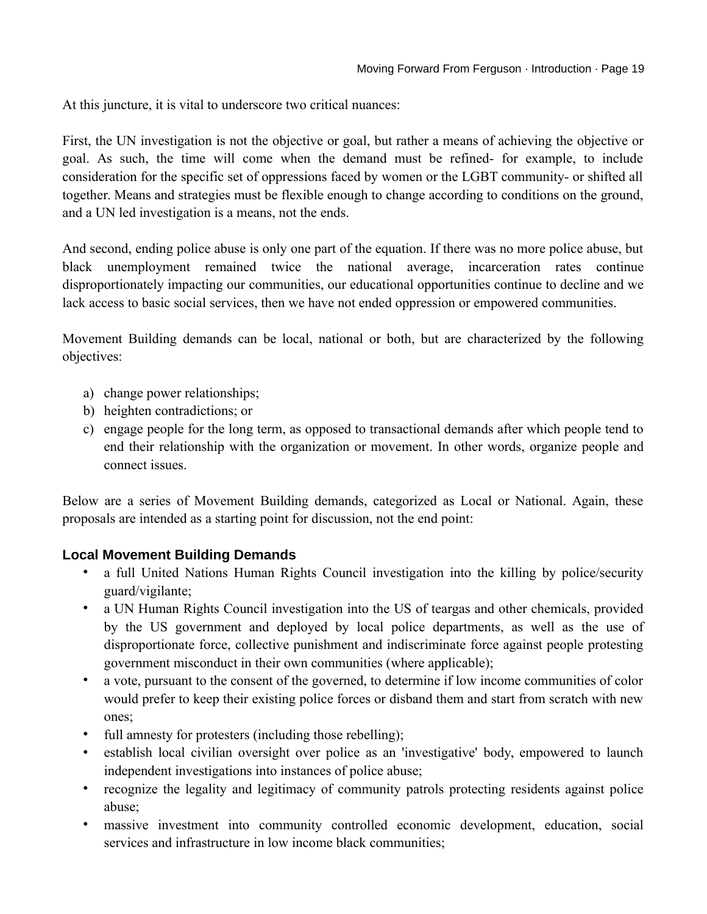At this juncture, it is vital to underscore two critical nuances:

First, the UN investigation is not the objective or goal, but rather a means of achieving the objective or goal. As such, the time will come when the demand must be refined- for example, to include consideration for the specific set of oppressions faced by women or the LGBT community- or shifted all together. Means and strategies must be flexible enough to change according to conditions on the ground, and a UN led investigation is a means, not the ends.

And second, ending police abuse is only one part of the equation. If there was no more police abuse, but black unemployment remained twice the national average, incarceration rates continue disproportionately impacting our communities, our educational opportunities continue to decline and we lack access to basic social services, then we have not ended oppression or empowered communities.

Movement Building demands can be local, national or both, but are characterized by the following objectives:

a) change power relationships;
b) heighten contradictions; or
c) engage people for the long term, as opposed to transactional demands after which people tend to end their relationship with the organization or movement. In other words, organize people and connect issues.

Below are a series of Movement Building demands, categorized as Local or National. Again, these proposals are intended as a starting point for discussion, not the end point:

### Local Movement Building Demands

- a full United Nations Human Rights Council investigation into the killing by police/security guard/vigilante;
- a UN Human Rights Council investigation into the US of teargas and other chemicals, provided by the US government and deployed by local police departments, as well as the use of disproportionate force, collective punishment and indiscriminate force against people protesting government misconduct in their own communities (where applicable);
- a vote, pursuant to the consent of the governed, to determine if low income communities of color would prefer to keep their existing police forces or disband them and start from scratch with new ones;
- full amnesty for protesters (including those rebelling);
- establish local civilian oversight over police as an 'investigative' body, empowered to launch independent investigations into instances of police abuse;
- recognize the legality and legitimacy of community patrols protecting residents against police abuse;
- massive investment into community controlled economic development, education, social services and infrastructure in low income black communities;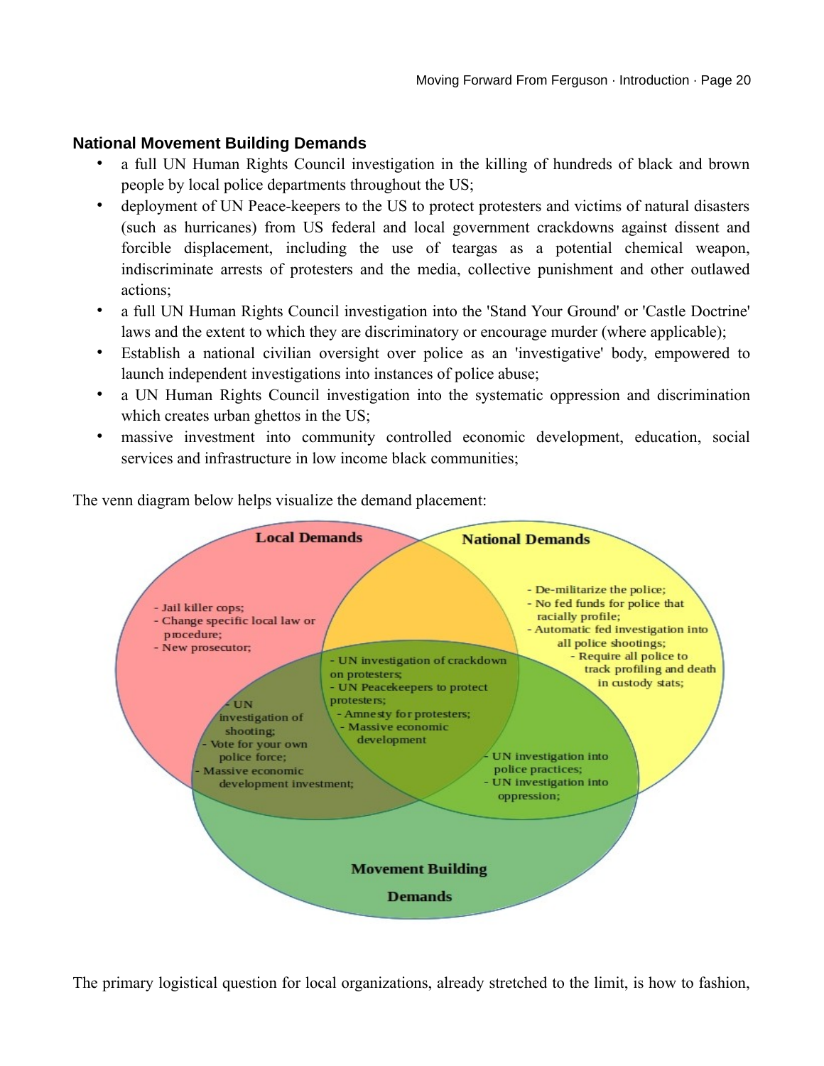### National Movement Building Demands

- a full UN Human Rights Council investigation in the killing of hundreds of black and brown people by local police departments throughout the US;
- deployment of UN Peace-keepers to the US to protect protesters and victims of natural disasters (such as hurricanes) from US federal and local government crackdowns against dissent and forcible displacement, including the use of teargas as a potential chemical weapon, indiscriminate arrests of protesters and the media, collective punishment and other outlawed actions;
- a full UN Human Rights Council investigation into the 'Stand Your Ground' or 'Castle Doctrine' laws and the extent to which they are discriminatory or encourage murder (where applicable);
- Establish a national civilian oversight over police as an 'investigative' body, empowered to launch independent investigations into instances of police abuse;
- a UN Human Rights Council investigation into the systematic oppression and discrimination which creates urban ghettos in the US;
- massive investment into community controlled economic development, education, social services and infrastructure in low income black communities;

The venn diagram below helps visualize the demand placement:

**Local Demands**

- Jail killer cops;
- Change specific local law or procedure;
- New prosecutor;

**National Demands**

- De-militarize the police;
- No fed funds for police that racially profile;
- Automatic fed investigation into all police shootings;
- Require all police to track profiling and death in custody stats;

**Movement Building Demands**

Local and Movement Building:

- UN investigation of shooting;
- Vote for your own police force;
- Massive economic development investment;

National and Movement Building:

- UN investigation into police practices;
- UN investigation into oppression;

Local, National and Movement Building:

- UN investigation of crackdown on protesters;
- UN Peacekeepers to protect protesters;
- Amnesty for protesters;
- Massive economic development

The primary logistical question for local organizations, already stretched to the limit, is how to fashion,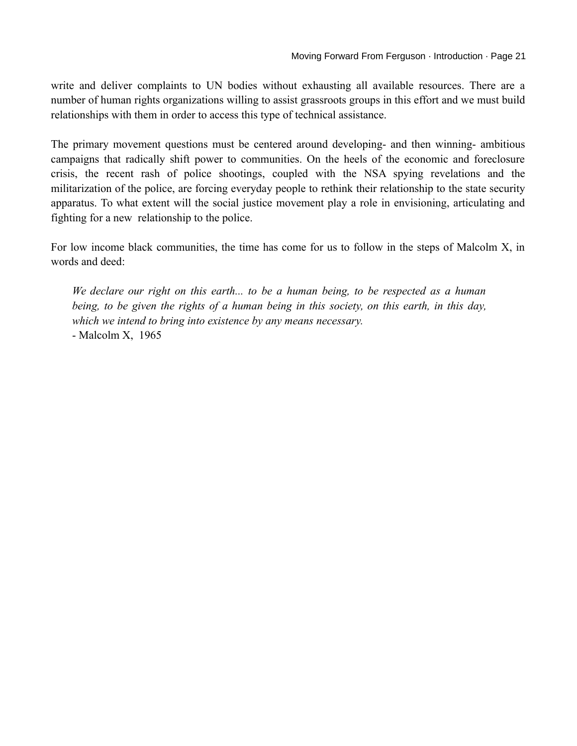write and deliver complaints to UN bodies without exhausting all available resources. There are a number of human rights organizations willing to assist grassroots groups in this effort and we must build relationships with them in order to access this type of technical assistance.

The primary movement questions must be centered around developing- and then winning- ambitious campaigns that radically shift power to communities. On the heels of the economic and foreclosure crisis, the recent rash of police shootings, coupled with the NSA spying revelations and the militarization of the police, are forcing everyday people to rethink their relationship to the state security apparatus. To what extent will the social justice movement play a role in envisioning, articulating and fighting for a new relationship to the police.

For low income black communities, the time has come for us to follow in the steps of Malcolm X, in words and deed:

> *We declare our right on this earth... to be a human being, to be respected as a human being, to be given the rights of a human being in this society, on this earth, in this day, which we intend to bring into existence by any means necessary.*
> - Malcolm X, 1965